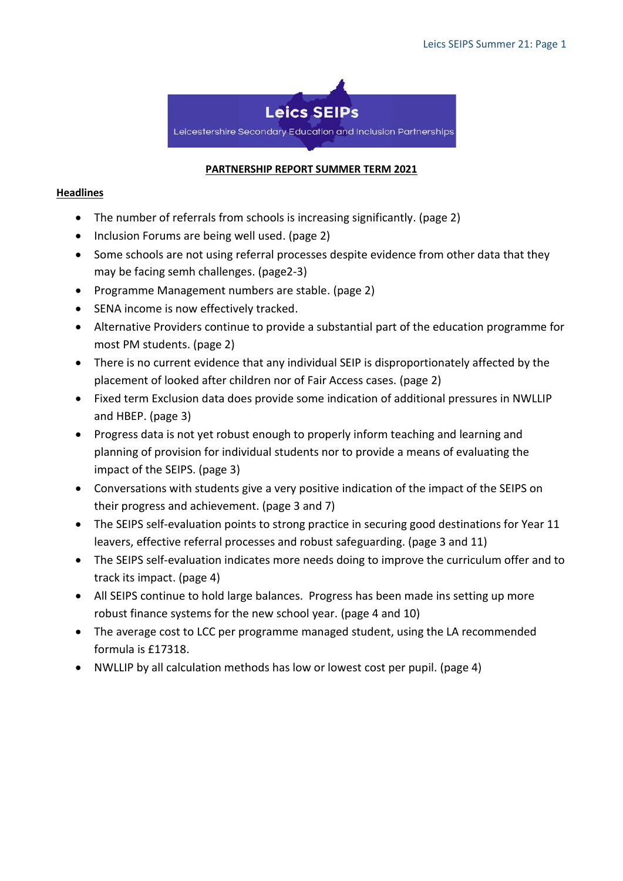# Leics SEIPs

Leicestershire Secondary Education and Inclusion Partnerships

**PARTNERSHIP REPORT SUMMER TERM 2021**

**Headlines**

- The number of referrals from schools is increasing significantly. (page 2)
- Inclusion Forums are being well used. (page 2)
- Some schools are not using referral processes despite evidence from other data that they may be facing semh challenges. (page2-3)
- Programme Management numbers are stable. (page 2)
- SENA income is now effectively tracked.
- Alternative Providers continue to provide a substantial part of the education programme for most PM students. (page 2)
- There is no current evidence that any individual SEIP is disproportionately affected by the placement of looked after children nor of Fair Access cases. (page 2)
- Fixed term Exclusion data does provide some indication of additional pressures in NWLLIP and HBEP. (page 3)
- Progress data is not yet robust enough to properly inform teaching and learning and planning of provision for individual students nor to provide a means of evaluating the impact of the SEIPS. (page 3)
- Conversations with students give a very positive indication of the impact of the SEIPS on their progress and achievement. (page 3 and 7)
- The SEIPS self-evaluation points to strong practice in securing good destinations for Year 11 leavers, effective referral processes and robust safeguarding. (page 3 and 11)
- The SEIPS self-evaluation indicates more needs doing to improve the curriculum offer and to track its impact. (page 4)
- All SEIPS continue to hold large balances. Progress has been made ins setting up more robust finance systems for the new school year. (page 4 and 10)
- The average cost to LCC per programme managed student, using the LA recommended formula is £17318.
- NWLLIP by all calculation methods has low or lowest cost per pupil. (page 4)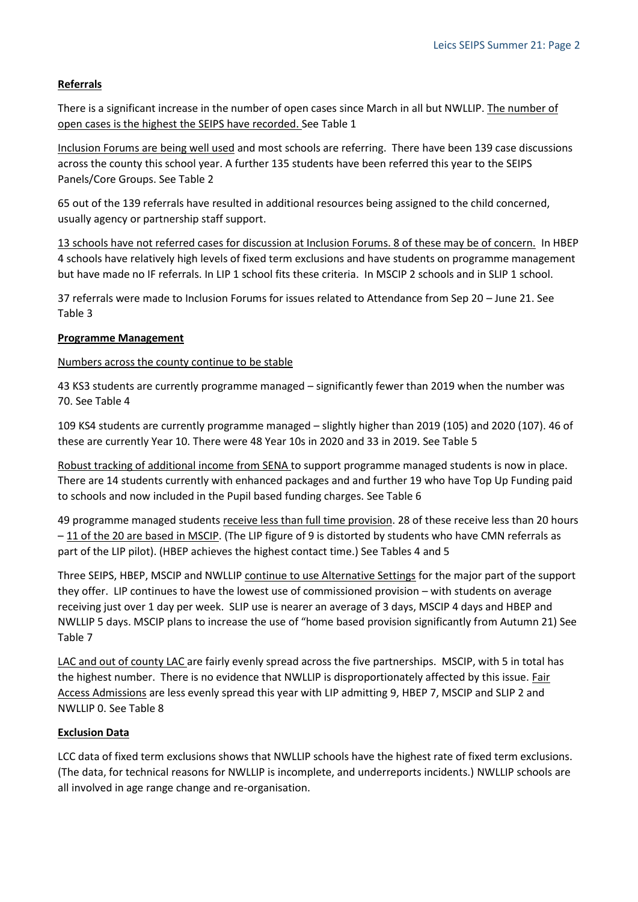**Referrals**

There is a significant increase in the number of open cases since March in all but NWLLIP. The number of open cases is the highest the SEIPS have recorded. See Table 1

Inclusion Forums are being well used and most schools are referring. There have been 139 case discussions across the county this school year. A further 135 students have been referred this year to the SEIPS Panels/Core Groups. See Table 2

65 out of the 139 referrals have resulted in additional resources being assigned to the child concerned, usually agency or partnership staff support.

13 schools have not referred cases for discussion at Inclusion Forums. 8 of these may be of concern. In HBEP 4 schools have relatively high levels of fixed term exclusions and have students on programme management but have made no IF referrals. In LIP 1 school fits these criteria. In MSCIP 2 schools and in SLIP 1 school.

37 referrals were made to Inclusion Forums for issues related to Attendance from Sep 20 – June 21. See Table 3

**Programme Management**

Numbers across the county continue to be stable

43 KS3 students are currently programme managed – significantly fewer than 2019 when the number was 70. See Table 4

109 KS4 students are currently programme managed – slightly higher than 2019 (105) and 2020 (107). 46 of these are currently Year 10. There were 48 Year 10s in 2020 and 33 in 2019. See Table 5

Robust tracking of additional income from SENA to support programme managed students is now in place. There are 14 students currently with enhanced packages and and further 19 who have Top Up Funding paid to schools and now included in the Pupil based funding charges. See Table 6

49 programme managed students receive less than full time provision. 28 of these receive less than 20 hours – 11 of the 20 are based in MSCIP. (The LIP figure of 9 is distorted by students who have CMN referrals as part of the LIP pilot). (HBEP achieves the highest contact time.) See Tables 4 and 5

Three SEIPS, HBEP, MSCIP and NWLLIP continue to use Alternative Settings for the major part of the support they offer. LIP continues to have the lowest use of commissioned provision – with students on average receiving just over 1 day per week. SLIP use is nearer an average of 3 days, MSCIP 4 days and HBEP and NWLLIP 5 days. MSCIP plans to increase the use of "home based provision significantly from Autumn 21) See Table 7

LAC and out of county LAC are fairly evenly spread across the five partnerships. MSCIP, with 5 in total has the highest number. There is no evidence that NWLLIP is disproportionately affected by this issue. Fair Access Admissions are less evenly spread this year with LIP admitting 9, HBEP 7, MSCIP and SLIP 2 and NWLLIP 0. See Table 8

**Exclusion Data**

LCC data of fixed term exclusions shows that NWLLIP schools have the highest rate of fixed term exclusions. (The data, for technical reasons for NWLLIP is incomplete, and underreports incidents.) NWLLIP schools are all involved in age range change and re-organisation.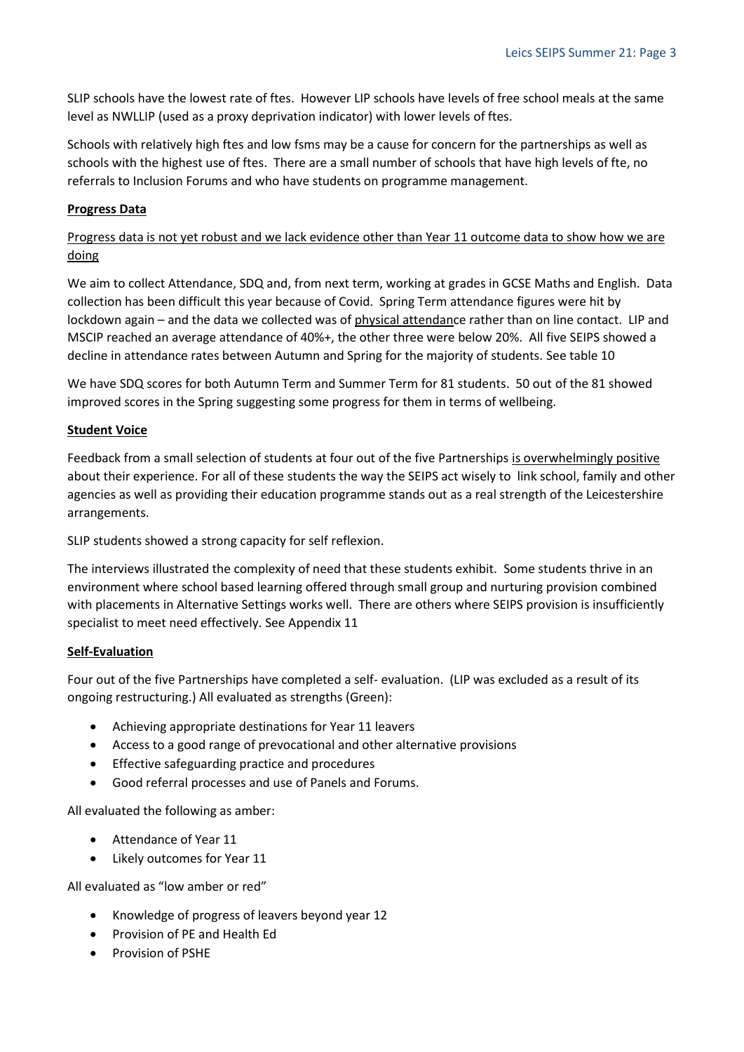SLIP schools have the lowest rate of ftes. However LIP schools have levels of free school meals at the same level as NWLLIP (used as a proxy deprivation indicator) with lower levels of ftes.

Schools with relatively high ftes and low fsms may be a cause for concern for the partnerships as well as schools with the highest use of ftes. There are a small number of schools that have high levels of fte, no referrals to Inclusion Forums and who have students on programme management.

**Progress Data**

Progress data is not yet robust and we lack evidence other than Year 11 outcome data to show how we are doing

We aim to collect Attendance, SDQ and, from next term, working at grades in GCSE Maths and English. Data collection has been difficult this year because of Covid. Spring Term attendance figures were hit by lockdown again – and the data we collected was of physical attendance rather than on line contact. LIP and MSCIP reached an average attendance of 40%+, the other three were below 20%. All five SEIPS showed a decline in attendance rates between Autumn and Spring for the majority of students. See table 10

We have SDQ scores for both Autumn Term and Summer Term for 81 students. 50 out of the 81 showed improved scores in the Spring suggesting some progress for them in terms of wellbeing.

**Student Voice**

Feedback from a small selection of students at four out of the five Partnerships is overwhelmingly positive about their experience. For all of these students the way the SEIPS act wisely to link school, family and other agencies as well as providing their education programme stands out as a real strength of the Leicestershire arrangements.

SLIP students showed a strong capacity for self reflexion.

The interviews illustrated the complexity of need that these students exhibit. Some students thrive in an environment where school based learning offered through small group and nurturing provision combined with placements in Alternative Settings works well. There are others where SEIPS provision is insufficiently specialist to meet need effectively. See Appendix 11

**Self-Evaluation**

Four out of the five Partnerships have completed a self- evaluation. (LIP was excluded as a result of its ongoing restructuring.) All evaluated as strengths (Green):

- Achieving appropriate destinations for Year 11 leavers
- Access to a good range of prevocational and other alternative provisions
- Effective safeguarding practice and procedures
- Good referral processes and use of Panels and Forums.

All evaluated the following as amber:

- Attendance of Year 11
- Likely outcomes for Year 11

All evaluated as "low amber or red"

- Knowledge of progress of leavers beyond year 12
- Provision of PE and Health Ed
- Provision of PSHE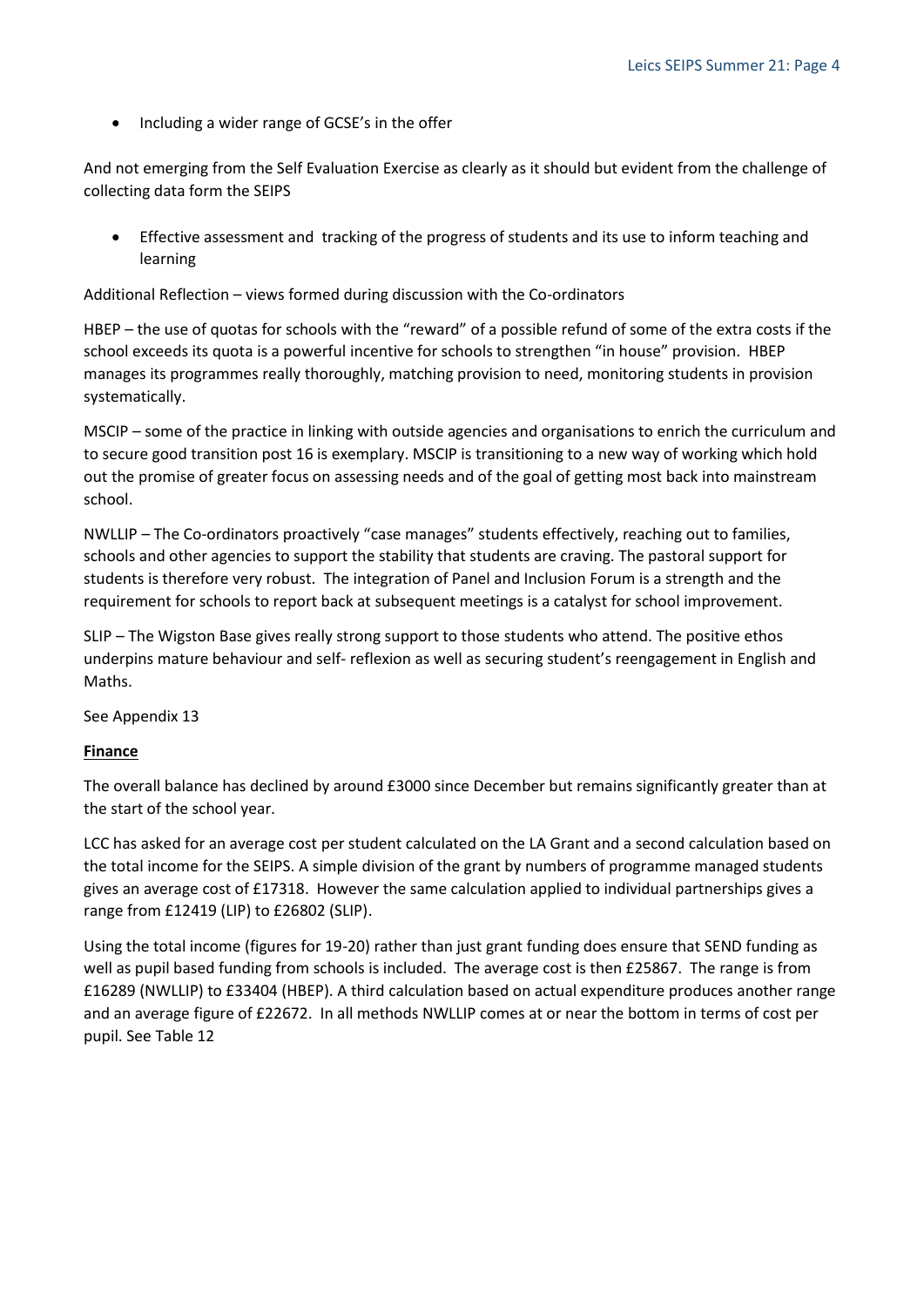- Including a wider range of GCSE's in the offer

And not emerging from the Self Evaluation Exercise as clearly as it should but evident from the challenge of collecting data form the SEIPS

- Effective assessment and tracking of the progress of students and its use to inform teaching and learning

Additional Reflection – views formed during discussion with the Co-ordinators

HBEP – the use of quotas for schools with the "reward" of a possible refund of some of the extra costs if the school exceeds its quota is a powerful incentive for schools to strengthen "in house" provision. HBEP manages its programmes really thoroughly, matching provision to need, monitoring students in provision systematically.

MSCIP – some of the practice in linking with outside agencies and organisations to enrich the curriculum and to secure good transition post 16 is exemplary. MSCIP is transitioning to a new way of working which hold out the promise of greater focus on assessing needs and of the goal of getting most back into mainstream school.

NWLLIP – The Co-ordinators proactively "case manages" students effectively, reaching out to families, schools and other agencies to support the stability that students are craving. The pastoral support for students is therefore very robust. The integration of Panel and Inclusion Forum is a strength and the requirement for schools to report back at subsequent meetings is a catalyst for school improvement.

SLIP – The Wigston Base gives really strong support to those students who attend. The positive ethos underpins mature behaviour and self- reflexion as well as securing student's reengagement in English and Maths.

See Appendix 13

**Finance**

The overall balance has declined by around £3000 since December but remains significantly greater than at the start of the school year.

LCC has asked for an average cost per student calculated on the LA Grant and a second calculation based on the total income for the SEIPS. A simple division of the grant by numbers of programme managed students gives an average cost of £17318. However the same calculation applied to individual partnerships gives a range from £12419 (LIP) to £26802 (SLIP).

Using the total income (figures for 19-20) rather than just grant funding does ensure that SEND funding as well as pupil based funding from schools is included. The average cost is then £25867. The range is from £16289 (NWLLIP) to £33404 (HBEP). A third calculation based on actual expenditure produces another range and an average figure of £22672. In all methods NWLLIP comes at or near the bottom in terms of cost per pupil. See Table 12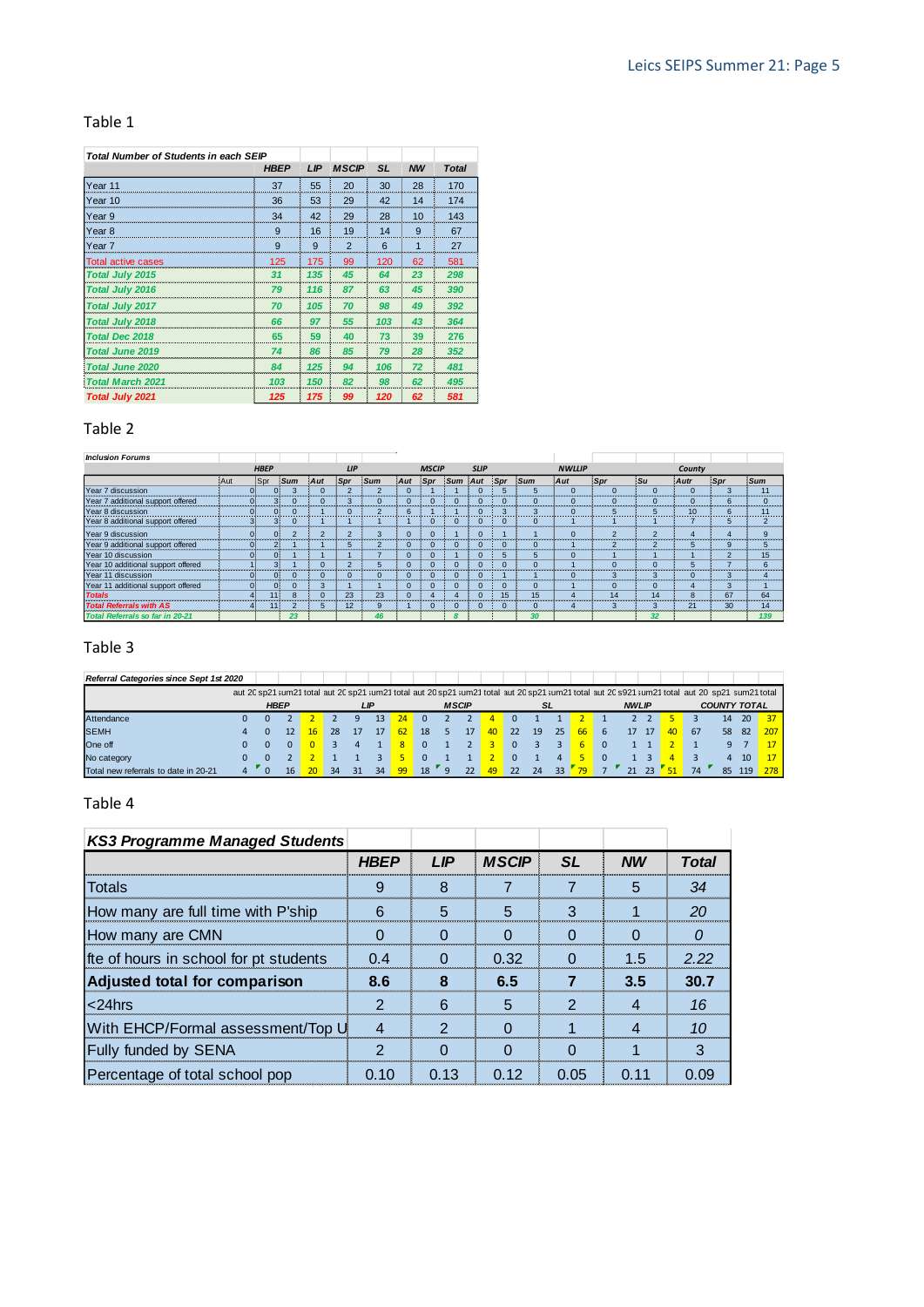Table 1

| Total Number of Students in each SEIP | HBEP | LIP | MSCIP | SL | NW | Total |
|---|---|---|---|---|---|---|
| Year 11 | 37 | 55 | 20 | 30 | 28 | 170 |
| Year 10 | 36 | 53 | 29 | 42 | 14 | 174 |
| Year 9 | 34 | 42 | 29 | 28 | 10 | 143 |
| Year 8 | 9 | 16 | 19 | 14 | 9 | 67 |
| Year 7 | 9 | 9 | 2 | 6 | 1 | 27 |
| Total active cases | 125 | 175 | 99 | 120 | 62 | 581 |
| *Total July 2015* | *31* | *135* | *45* | *64* | *23* | *298* |
| *Total July 2016* | *79* | *116* | *87* | *63* | *45* | *390* |
| *Total July 2017* | *70* | *105* | *70* | *98* | *49* | *392* |
| *Total July 2018* | *66* | *97* | *55* | *103* | *43* | *364* |
| *Total Dec 2018* | 65 | 59 | 40 | 73 | 39 | 276 |
| *Total June 2019* | *74* | *86* | *85* | *79* | *28* | *352* |
| *Total June 2020* | *84* | *125* | *94* | *106* | *72* | *481* |
| *Total March 2021* | *103* | *150* | *82* | *98* | *62* | *495* |
| ***Total July 2021*** | ***125*** | ***175*** | ***99*** | ***120*** | ***62*** | ***581*** |

Table 2

| Inclusion Forums | HBEP | | | LIP | | | MSCIP | | | SLIP | | | NWLLIP | | | County | | |
|---|---|---|---|---|---|---|---|---|---|---|---|---|---|---|---|---|---|---|
| | Aut | Spr | Sum | Aut | Spr | Sum | Aut | Spr | Sum | Aut | Spr | Sum | Aut | Spr | Su | Autr | Spr | Sum |
| Year 7 discussion | 0 | 0 | 3 | 0 | 2 | 2 | 0 | 1 | 1 | 0 | 5 | 5 | 0 | 0 | 0 | 0 | 3 | 11 |
| Year 7 additional support offered | 0 | 3 | 0 | 0 | 3 | 0 | 0 | 0 | 0 | 0 | 0 | 0 | 0 | 0 | 0 | 0 | 6 | 0 |
| Year 8 discussion | 0 | 0 | 0 | 1 | 0 | 2 | 6 | 1 | 1 | 0 | 3 | 3 | 0 | 5 | 5 | 10 | 6 | 11 |
| Year 8 additional support offered | 0 | 3 | 0 | 1 | 1 | 1 | 1 | 0 | 0 | 0 | 0 | 0 | 1 | 1 | 1 | 7 | 5 | 2 |
| Year 9 discussion | 0 | 0 | 2 | 2 | 2 | 3 | 0 | 0 | 1 | 0 | 1 | 1 | 0 | 2 | 2 | 4 | 4 | 9 |
| Year 9 additional support offered | 0 | 2 | 1 | 1 | 5 | 2 | 0 | 0 | 0 | 0 | 0 | 0 | 1 | 2 | 2 | 5 | 9 | 5 |
| Year 10 discussion | 0 | 0 | 1 | 1 | 1 | 7 | 0 | 0 | 1 | 0 | 5 | 5 | 0 | 1 | 1 | 1 | 2 | 15 |
| Year 10 additional support offered | 1 | 3 | 1 | 0 | 2 | 5 | 0 | 0 | 0 | 0 | 0 | 0 | 1 | 0 | 0 | 5 | 7 | 6 |
| Year 11 discussion | 0 | 0 | 0 | 0 | 0 | 0 | 0 | 0 | 0 | 0 | 1 | 1 | 0 | 3 | 3 | 0 | 3 | 4 |
| Year 11 additional support offered | 0 | 0 | 0 | 3 | 1 | 1 | 0 | 0 | 0 | 0 | 0 | 0 | 1 | 0 | 0 | 4 | 3 | 1 |
| Totals | 4 | 11 | 8 | 0 | 23 | 23 | 0 | 4 | 4 | 0 | 15 | 15 | 4 | 14 | 14 | 8 | 67 | 64 |
| Total Referrals with AS | 4 | 11 | 2 | 5 | 12 | 9 | 1 | 0 | 0 | 0 | 0 | 0 | 4 | 3 | 3 | 21 | 30 | 14 |
| Total Referrals so far in 20-21 | | | 23 | | | 46 | | | 8 | | | 30 | | | 32 | | | 139 |

Table 3

| Referral Categories since Sept 1st 2020 | HBEP | | | | LIP | | | | MSCIP | | | | SL | | | | NWLIP | | | | COUNTY TOTAL | | | |
|---|---|---|---|---|---|---|---|---|---|---|---|---|---|---|---|---|---|---|---|---|---|---|---|---|
| | aut 20 | sp21 | sum21 | total | aut 20 | sp21 | sum21 | total | aut 20 | sp21 | sum21 | total | aut 20 | sp21 | sum21 | total | aut 20 | sp21 | sum21 | total | aut 20 | sp21 | sum21 | total |
| Attendance | 0 | 0 | 2 | 2 | 2 | 9 | 13 | 24 | 0 | 2 | 2 | 4 | 0 | 1 | 1 | 2 | 1 | 2 | 2 | 5 | 3 | 14 | 20 | 37 |
| SEMH | 4 | 0 | 12 | 16 | 28 | 17 | 17 | 62 | 18 | 5 | 17 | 40 | 22 | 19 | 25 | 66 | 6 | 17 | 17 | 40 | 67 | 58 | 82 | 207 |
| One off | 0 | 0 | 0 | 0 | 3 | 4 | 1 | 8 | 0 | 1 | 2 | 3 | 0 | 3 | 3 | 6 | 0 | 1 | 1 | 2 | 1 | 9 | 7 | 17 |
| No category | 0 | 0 | 2 | 2 | 1 | 1 | 3 | 5 | 0 | 1 | 1 | 2 | 0 | 1 | 4 | 5 | 0 | 1 | 3 | 4 | 3 | 4 | 10 | 17 |
| Total new referrals to date in 20-21 | 4 | 0 | 16 | 20 | 34 | 31 | 34 | 99 | 18 | 9 | 22 | 49 | 22 | 24 | 33 | 79 | 7 | 21 | 23 | 51 | 74 | 85 | 119 | 278 |

Table 4

| KS3 Programme Managed Students | HBEP | LIP | MSCIP | SL | NW | Total |
|---|---|---|---|---|---|---|
| Totals | 9 | 8 | 7 | 7 | 5 | *34* |
| How many are full time with P'ship | 6 | 5 | 5 | 3 | 1 | *20* |
| How many are CMN | 0 | 0 | 0 | 0 | 0 | *0* |
| fte of hours in school for pt students | 0.4 | 0 | 0.32 | 0 | 1.5 | *2.22* |
| **Adjusted total for comparison** | **8.6** | **8** | **6.5** | **7** | **3.5** | **30.7** |
| <24hrs | 2 | 6 | 5 | 2 | 4 | *16* |
| With EHCP/Formal assessment/Top U | 4 | 2 | 0 | 1 | 4 | *10* |
| Fully funded by SENA | 2 | 0 | 0 | 0 | 1 | 3 |
| Percentage of total school pop | 0.10 | 0.13 | 0.12 | 0.05 | 0.11 | 0.09 |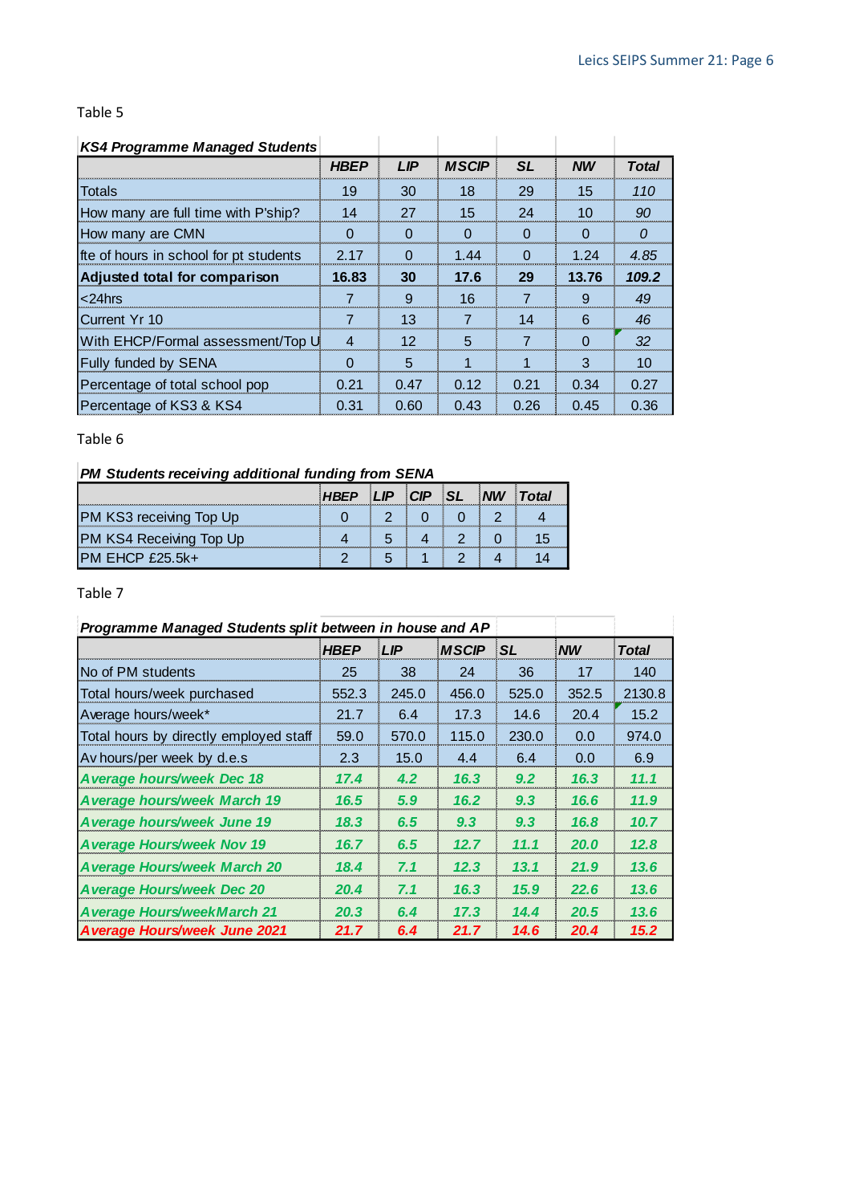Table 5

| KS4 Programme Managed Students | HBEP | LIP | MSCIP | SL | NW | Total |
|---|---|---|---|---|---|---|
| Totals | 19 | 30 | 18 | 29 | 15 | *110* |
| How many are full time with P'ship? | 14 | 27 | 15 | 24 | 10 | *90* |
| How many are CMN | 0 | 0 | 0 | 0 | 0 | *0* |
| fte of hours in school for pt students | 2.17 | 0 | 1.44 | 0 | 1.24 | *4.85* |
| **Adjusted total for comparison** | **16.83** | **30** | **17.6** | **29** | **13.76** | ***109.2*** |
| <24hrs | 7 | 9 | 16 | 7 | 9 | *49* |
| Current Yr 10 | 7 | 13 | 7 | 14 | 6 | *46* |
| With EHCP/Formal assessment/Top U | 4 | 12 | 5 | 7 | 0 | *32* |
| Fully funded by SENA | 0 | 5 | 1 | 1 | 3 | 10 |
| Percentage of total school pop | 0.21 | 0.47 | 0.12 | 0.21 | 0.34 | 0.27 |
| Percentage of KS3 & KS4 | 0.31 | 0.60 | 0.43 | 0.26 | 0.45 | 0.36 |

Table 6

| PM Students receiving additional funding from SENA | HBEP | LIP | CIP | SL | NW | Total |
|---|---|---|---|---|---|---|
| PM KS3 receiving Top Up | 0 | 2 | 0 | 0 | 2 | 4 |
| PM KS4 Receiving Top Up | 4 | 5 | 4 | 2 | 0 | 15 |
| PM EHCP £25.5k+ | 2 | 5 | 1 | 2 | 4 | 14 |

Table 7

| Programme Managed Students split between in house and AP | HBEP | LIP | MSCIP | SL | NW | Total |
|---|---|---|---|---|---|---|
| No of PM students | 25 | 38 | 24 | 36 | 17 | 140 |
| Total hours/week purchased | 552.3 | 245.0 | 456.0 | 525.0 | 352.5 | 2130.8 |
| Average hours/week* | 21.7 | 6.4 | 17.3 | 14.6 | 20.4 | 15.2 |
| Total hours by directly employed staff | 59.0 | 570.0 | 115.0 | 230.0 | 0.0 | 974.0 |
| Av hours/per week by d.e.s | 2.3 | 15.0 | 4.4 | 6.4 | 0.0 | 6.9 |
| ***Average hours/week Dec 18*** | ***17.4*** | ***4.2*** | ***16.3*** | ***9.2*** | ***16.3*** | ***11.1*** |
| ***Average hours/week March 19*** | ***16.5*** | ***5.9*** | ***16.2*** | ***9.3*** | ***16.6*** | ***11.9*** |
| ***Average hours/week June 19*** | ***18.3*** | ***6.5*** | ***9.3*** | ***9.3*** | ***16.8*** | ***10.7*** |
| ***Average Hours/week Nov 19*** | ***16.7*** | ***6.5*** | ***12.7*** | ***11.1*** | ***20.0*** | ***12.8*** |
| ***Average Hours/week March 20*** | ***18.4*** | ***7.1*** | ***12.3*** | ***13.1*** | ***21.9*** | ***13.6*** |
| ***Average Hours/week Dec 20*** | ***20.4*** | ***7.1*** | ***16.3*** | ***15.9*** | ***22.6*** | ***13.6*** |
| ***Average Hours/weekMarch 21*** | ***20.3*** | ***6.4*** | ***17.3*** | ***14.4*** | ***20.5*** | ***13.6*** |
| ***Average Hours/week June 2021*** | ***21.7*** | ***6.4*** | ***21.7*** | ***14.6*** | ***20.4*** | ***15.2*** |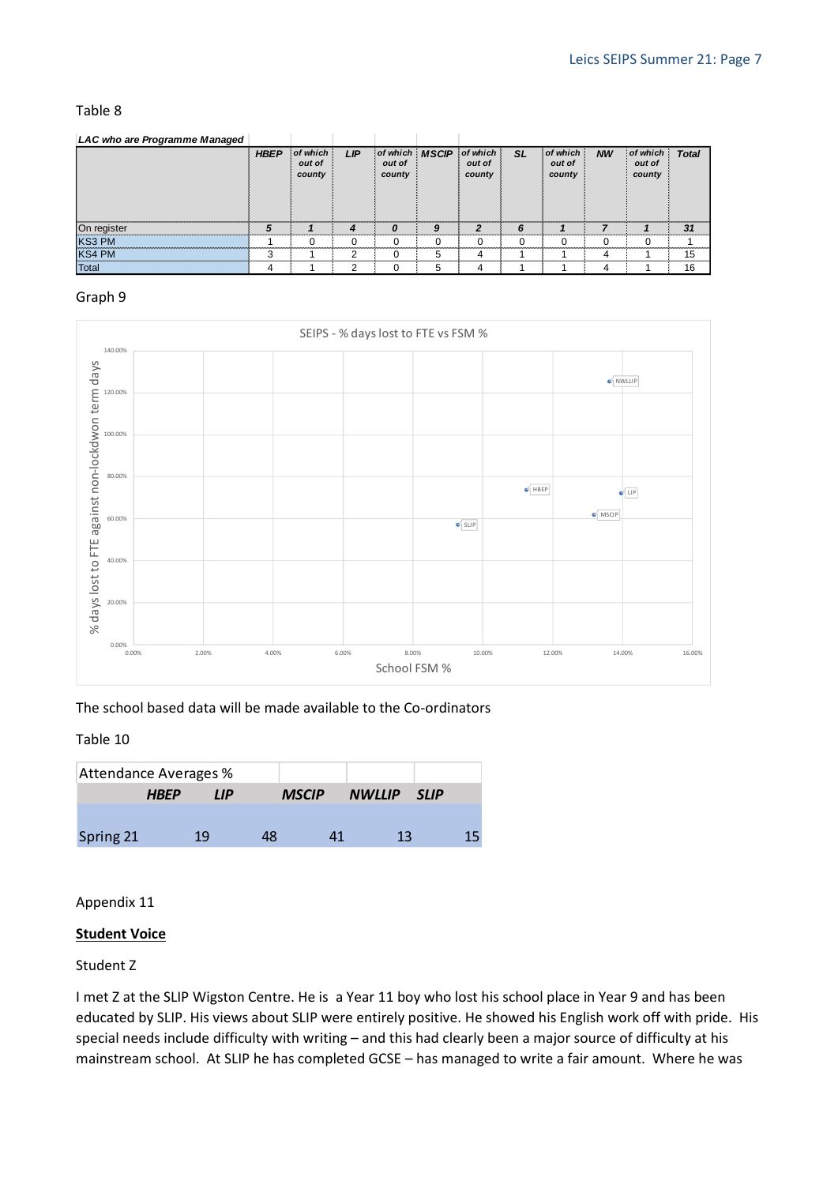Table 8

| LAC who are Programme Managed | HBEP | of which out of county | LIP | of which out of county | MSCIP | of which out of county | SL | of which out of county | NW | of which out of county | Total |
|---|---|---|---|---|---|---|---|---|---|---|---|
| On register | 5 | 1 | 4 | 0 | 9 | 2 | 6 | 1 | 7 | 1 | 31 |
| KS3 PM | 1 | 0 | 0 | 0 | 0 | 0 | 0 | 0 | 0 | 0 | 1 |
| KS4 PM | 3 | 1 | 2 | 0 | 5 | 4 | 1 | 1 | 4 | 1 | 15 |
| Total | 4 | 1 | 2 | 0 | 5 | 4 | 1 | 1 | 4 | 1 | 16 |

Graph 9

SEIPS - % days lost to FTE vs FSM %

% days lost to FTE against non-lockdwon term days

0.00%
20.00%
40.00%
60.00%
80.00%
100.00%
120.00%
140.00%

School FSM %

0.00%
2.00%
4.00%
6.00%
8.00%
10.00%
12.00%
14.00%
16.00%

NWLLIP
HBEP
LIP
MSCIP
SLIP

The school based data will be made available to the Co-ordinators

Table 10

| Attendance Averages % | | | | | |
|---|---|---|---|---|---|
| | **HBEP** | **LIP** | **MSCIP** | **NWLLIP** | **SLIP** |
| Spring 21 | 19 | 48 | 41 | 13 | 15 |

Appendix 11

**Student Voice**

Student Z

I met Z at the SLIP Wigston Centre. He is a Year 11 boy who lost his school place in Year 9 and has been educated by SLIP. His views about SLIP were entirely positive. He showed his English work off with pride. His special needs include difficulty with writing – and this had clearly been a major source of difficulty at his mainstream school. At SLIP he has completed GCSE – has managed to write a fair amount. Where he was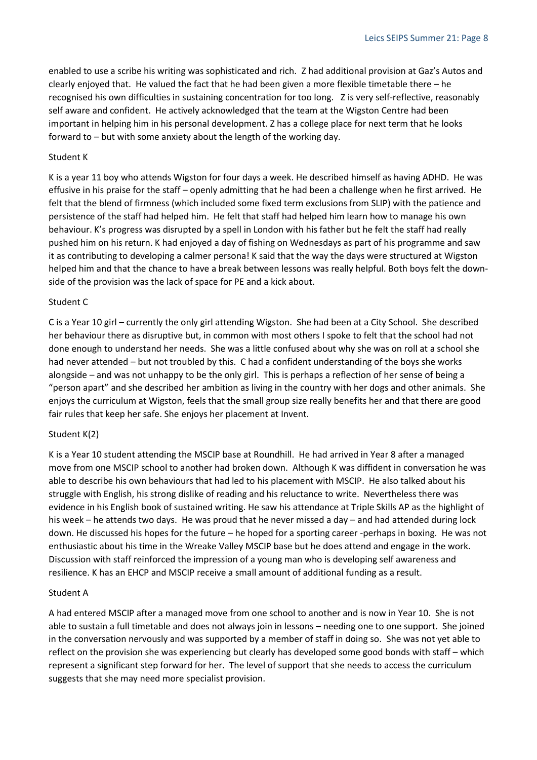enabled to use a scribe his writing was sophisticated and rich. Z had additional provision at Gaz's Autos and clearly enjoyed that. He valued the fact that he had been given a more flexible timetable there – he recognised his own difficulties in sustaining concentration for too long. Z is very self-reflective, reasonably self aware and confident. He actively acknowledged that the team at the Wigston Centre had been important in helping him in his personal development. Z has a college place for next term that he looks forward to – but with some anxiety about the length of the working day.

Student K

K is a year 11 boy who attends Wigston for four days a week. He described himself as having ADHD. He was effusive in his praise for the staff – openly admitting that he had been a challenge when he first arrived. He felt that the blend of firmness (which included some fixed term exclusions from SLIP) with the patience and persistence of the staff had helped him. He felt that staff had helped him learn how to manage his own behaviour. K's progress was disrupted by a spell in London with his father but he felt the staff had really pushed him on his return. K had enjoyed a day of fishing on Wednesdays as part of his programme and saw it as contributing to developing a calmer persona! K said that the way the days were structured at Wigston helped him and that the chance to have a break between lessons was really helpful. Both boys felt the down-side of the provision was the lack of space for PE and a kick about.

Student C

C is a Year 10 girl – currently the only girl attending Wigston. She had been at a City School. She described her behaviour there as disruptive but, in common with most others I spoke to felt that the school had not done enough to understand her needs. She was a little confused about why she was on roll at a school she had never attended – but not troubled by this. C had a confident understanding of the boys she works alongside – and was not unhappy to be the only girl. This is perhaps a reflection of her sense of being a "person apart" and she described her ambition as living in the country with her dogs and other animals. She enjoys the curriculum at Wigston, feels that the small group size really benefits her and that there are good fair rules that keep her safe. She enjoys her placement at Invent.

Student K(2)

K is a Year 10 student attending the MSCIP base at Roundhill. He had arrived in Year 8 after a managed move from one MSCIP school to another had broken down. Although K was diffident in conversation he was able to describe his own behaviours that had led to his placement with MSCIP. He also talked about his struggle with English, his strong dislike of reading and his reluctance to write. Nevertheless there was evidence in his English book of sustained writing. He saw his attendance at Triple Skills AP as the highlight of his week – he attends two days. He was proud that he never missed a day – and had attended during lock down. He discussed his hopes for the future – he hoped for a sporting career -perhaps in boxing. He was not enthusiastic about his time in the Wreake Valley MSCIP base but he does attend and engage in the work. Discussion with staff reinforced the impression of a young man who is developing self awareness and resilience. K has an EHCP and MSCIP receive a small amount of additional funding as a result.

Student A

A had entered MSCIP after a managed move from one school to another and is now in Year 10. She is not able to sustain a full timetable and does not always join in lessons – needing one to one support. She joined in the conversation nervously and was supported by a member of staff in doing so. She was not yet able to reflect on the provision she was experiencing but clearly has developed some good bonds with staff – which represent a significant step forward for her. The level of support that she needs to access the curriculum suggests that she may need more specialist provision.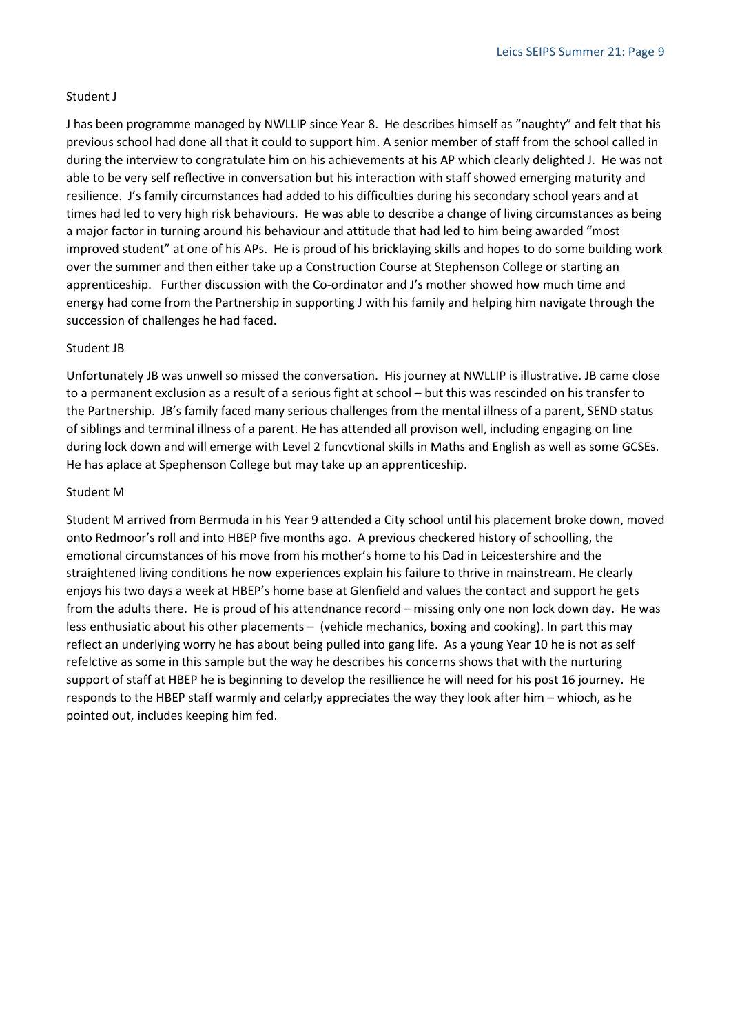Student J

J has been programme managed by NWLLIP since Year 8. He describes himself as "naughty" and felt that his previous school had done all that it could to support him. A senior member of staff from the school called in during the interview to congratulate him on his achievements at his AP which clearly delighted J. He was not able to be very self reflective in conversation but his interaction with staff showed emerging maturity and resilience. J's family circumstances had added to his difficulties during his secondary school years and at times had led to very high risk behaviours. He was able to describe a change of living circumstances as being a major factor in turning around his behaviour and attitude that had led to him being awarded "most improved student" at one of his APs. He is proud of his bricklaying skills and hopes to do some building work over the summer and then either take up a Construction Course at Stephenson College or starting an apprenticeship. Further discussion with the Co-ordinator and J's mother showed how much time and energy had come from the Partnership in supporting J with his family and helping him navigate through the succession of challenges he had faced.

Student JB

Unfortunately JB was unwell so missed the conversation. His journey at NWLLIP is illustrative. JB came close to a permanent exclusion as a result of a serious fight at school – but this was rescinded on his transfer to the Partnership. JB's family faced many serious challenges from the mental illness of a parent, SEND status of siblings and terminal illness of a parent. He has attended all provison well, including engaging on line during lock down and will emerge with Level 2 funcvtional skills in Maths and English as well as some GCSEs. He has aplace at Spephenson College but may take up an apprenticeship.

Student M

Student M arrived from Bermuda in his Year 9 attended a City school until his placement broke down, moved onto Redmoor's roll and into HBEP five months ago. A previous checkered history of schoolling, the emotional circumstances of his move from his mother's home to his Dad in Leicestershire and the straightened living conditions he now experiences explain his failure to thrive in mainstream. He clearly enjoys his two days a week at HBEP's home base at Glenfield and values the contact and support he gets from the adults there. He is proud of his attendnance record – missing only one non lock down day. He was less enthusiatic about his other placements – (vehicle mechanics, boxing and cooking). In part this may reflect an underlying worry he has about being pulled into gang life. As a young Year 10 he is not as self refelctive as some in this sample but the way he describes his concerns shows that with the nurturing support of staff at HBEP he is beginning to develop the resillience he will need for his post 16 journey. He responds to the HBEP staff warmly and celarl;y appreciates the way they look after him – whioch, as he pointed out, includes keeping him fed.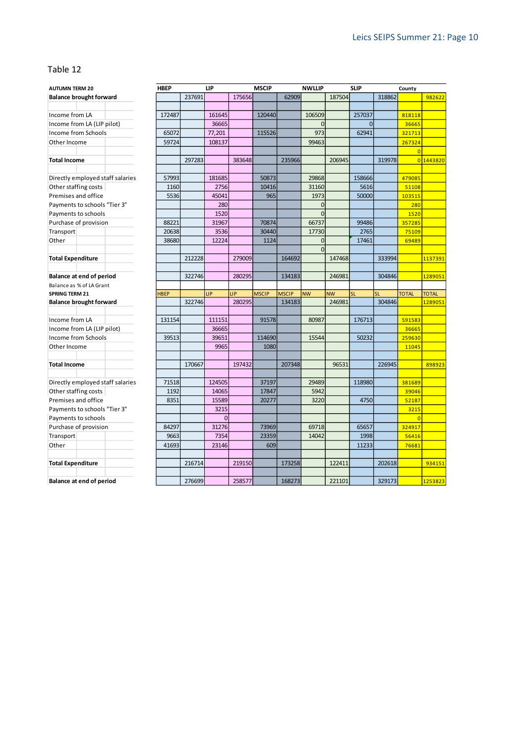Table 12

| AUTUMN TERM 20 | HBEP | | LIP | | MSCIP | | NWLLIP | | SLIP | | County | |
|---|---|---|---|---|---|---|---|---|---|---|---|---|
| **Balance brought forward** | | 237691 | | 175656 | | 62909 | | 187504 | | 318862 | | 982622 |
| | | | | | | | | | | | | |
| Income from LA | 172487 | | 161645 | | 120440 | | 106509 | | 257037 | | 818118 | |
| Income from LA (LIP pilot) | | | 36665 | | | | 0 | | 0 | | 36665 | |
| Income from Schools | 65072 | | 77,201 | | 115526 | | 973 | | 62941 | | 321713 | |
| Other Income | 59724 | | 108137 | | | | 99463 | | | | 267324 | |
| | | | | | | | | | | | 0 | |
| **Total Income** | | 297283 | | 383648 | | 235966 | | 206945 | | 319978 | 0 | 1443820 |
| | | | | | | | | | | | | |
| Directly employed staff salaries | 57993 | | 181685 | | 50873 | | 29868 | | 158666 | | 479085 | |
| Other staffing costs | 1160 | | 2756 | | 10416 | | 31160 | | 5616 | | 51108 | |
| Premises and office | 5536 | | 45041 | | 965 | | 1973 | | 50000 | | 103515 | |
| Payments to schools "Tier 3" | | | 280 | | | | 0 | | | | 280 | |
| Payments to schools | | | 1520 | | | | 0 | | | | 1520 | |
| Purchase of provision | 88221 | | 31967 | | 70874 | | 66737 | | 99486 | | 357285 | |
| Transport | 20638 | | 3536 | | 30440 | | 17730 | | 2765 | | 75109 | |
| Other | 38680 | | 12224 | | 1124 | | 0 | | 17461 | | 69489 | |
| | | | | | | | 0 | | | | | |
| **Total Expenditure** | | 212228 | | 279009 | | 164692 | | 147468 | | 333994 | | 1137391 |
| | | | | | | | | | | | | |
| **Balance at end of period** | | 322746 | | 280295 | | 134183 | | 246981 | | 304846 | | 1289051 |
| Balance as % of LA Grant | | | | | | | | | | | | |
| **SPRING TERM 21** | HBEP | | LIP | LIP | MSCIP | MSCIP | NW | NW | SL | SL | TOTAL | TOTAL |
| **Balance brought forward** | | 322746 | | 280295 | | 134183 | | 246981 | | 304846 | | 1289051 |
| | | | | | | | | | | | | |
| Income from LA | 131154 | | 111151 | | 91578 | | 80987 | | 176713 | | 591583 | |
| Income from LA (LIP pilot) | | | 36665 | | | | | | | | 36665 | |
| Income from Schools | 39513 | | 39651 | | 114690 | | 15544 | | 50232 | | 259630 | |
| Other Income | | | 9965 | | 1080 | | | | | | 11045 | |
| | | | | | | | | | | | | |
| **Total Income** | | 170667 | | 197432 | | 207348 | | 96531 | | 226945 | | 898923 |
| | | | | | | | | | | | | |
| Directly employed staff salaries | 71518 | | 124505 | | 37197 | | 29489 | | 118980 | | 381689 | |
| Other staffing costs | 1192 | | 14065 | | 17847 | | 5942 | | | | 39046 | |
| Premises and office | 8351 | | 15589 | | 20277 | | 3220 | | 4750 | | 52187 | |
| Payments to schools "Tier 3" | | | 3215 | | | | | | | | 3215 | |
| Payments to schools | | | 0 | | | | | | | | 0 | |
| Purchase of provision | 84297 | | 31276 | | 73969 | | 69718 | | 65657 | | 324917 | |
| Transport | 9663 | | 7354 | | 23359 | | 14042 | | 1998 | | 56416 | |
| Other | 41693 | | 23146 | | 609 | | | | 11233 | | 76681 | |
| | | | | | | | | | | | | |
| **Total Expenditure** | | 216714 | | 219150 | | 173258 | | 122411 | | 202618 | | 934151 |
| | | | | | | | | | | | | |
| **Balance at end of period** | | 276699 | | 258577 | | 168273 | | 221101 | | 329173 | | 1253823 |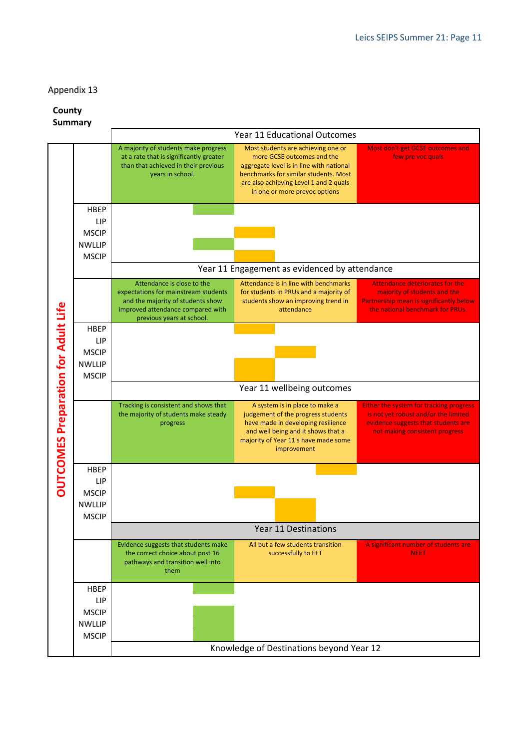Appendix 13

**County Summary**

**OUTCOMES Preparation for Adult Life**

| | Green | Amber | Red |
|---|---|---|---|
| **Year 11 Educational Outcomes** | | | |
| | A majority of students make progress at a rate that is significantly greater than that achieved in their previous years in school. | Most students are achieving one or more GCSE outcomes and the aggregate level is in line with national benchmarks for similar students. Most are also achieving Level 1 and 2 quals in one or more prevoc options | Most don't get GCSE outcomes and few pre voc quals |
| HBEP | | | |
| LIP | | | |
| MSCIP | | | |
| NWLLIP | | | |
| MSCIP | | | |
| **Year 11 Engagement as evidenced by attendance** | | | |
| | Attendance is close to the expectations for mainstream students and the majority of students show improved attendance compared with previous years at school. | Attendance is in line with benchmarks for students in PRUs and a majority of students show an improving trend in attendance | Attendance deteriorates for the majority of students and the Partnership mean is significantly below the national benchmark for PRUs. |
| HBEP | | | |
| LIP | | | |
| MSCIP | | | |
| NWLLIP | | | |
| MSCIP | | | |
| **Year 11 wellbeing outcomes** | | | |
| | Tracking is consistent and shows that the majority of students make steady progress | A system is in place to make a judgement of the progress students have made in developing resilience and well being and it shows that a majority of Year 11's have made some improvement | Either the system for tracking progress is not yet robust and/or the limited evidence suggests that students are not making consistent progress |
| HBEP | | | |
| LIP | | | |
| MSCIP | | | |
| NWLLIP | | | |
| MSCIP | | | |
| **Year 11 Destinations** | | | |
| | Evidence suggests that students make the correct choice about post 16 pathways and transition well into them | All but a few students transition successfully to EET | A significant number of students are NEET |
| HBEP | | | |
| LIP | | | |
| MSCIP | | | |
| NWLLIP | | | |
| MSCIP | | | |
| **Knowledge of Destinations beyond Year 12** | | | |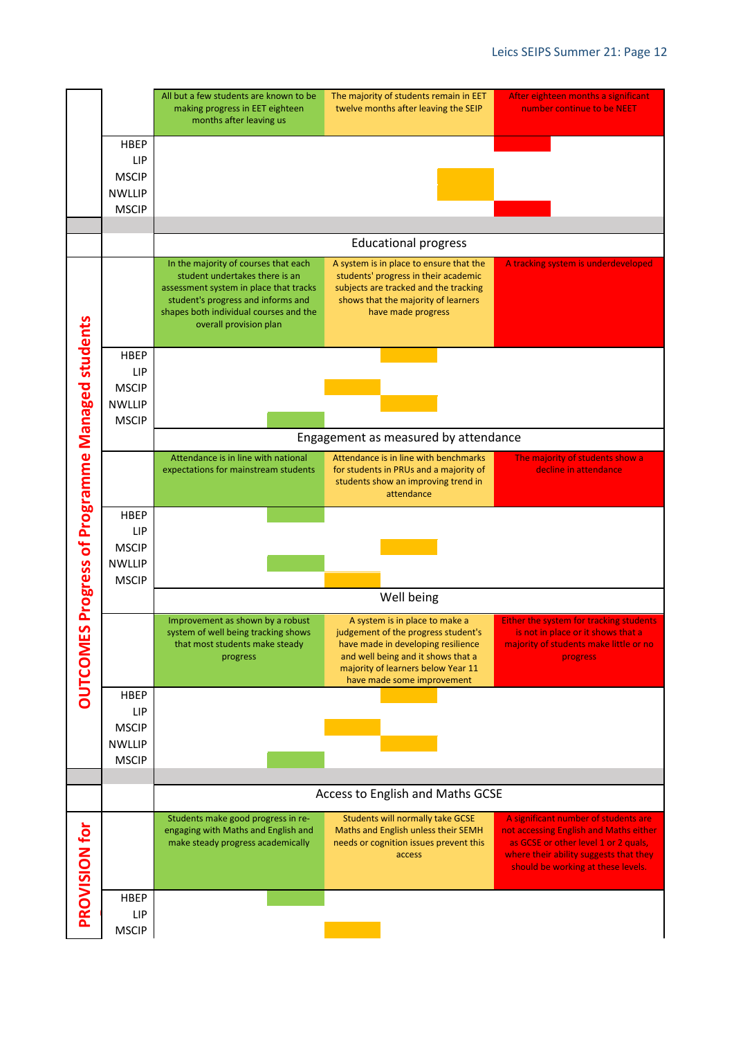| | | | | |
|---|---|---|---|---|
| | | All but a few students are known to be making progress in EET eighteen months after leaving us | The majority of students remain in EET twelve months after leaving the SEIP | After eighteen months a significant number continue to be NEET |
| | HBEP | | | |
| | LIP | | | |
| | MSCIP | | | |
| | NWLLIP | | | |
| | MSCIP | | | |
| | | Educational progress | | |
| OUTCOMES Progress of Programme Managed students | | In the majority of courses that each student undertakes there is an assessment system in place that tracks student's progress and informs and shapes both individual courses and the overall provision plan | A system is in place to ensure that the students' progress in their academic subjects are tracked and the tracking shows that the majority of learners have made progress | A tracking system is underdeveloped |
| | HBEP | | | |
| | LIP | | | |
| | MSCIP | | | |
| | NWLLIP | | | |
| | MSCIP | | | |
| | | Engagement as measured by attendance | | |
| | | Attendance is in line with national expectations for mainstream students | Attendance is in line with benchmarks for students in PRUs and a majority of students show an improving trend in attendance | The majority of students show a decline in attendance |
| | HBEP | | | |
| | LIP | | | |
| | MSCIP | | | |
| | NWLLIP | | | |
| | MSCIP | | | |
| | | Well being | | |
| | | Improvement as shown by a robust system of well being tracking shows that most students make steady progress | A system is in place to make a judgement of the progress student's have made in developing resilience and well being and it shows that a majority of learners below Year 11 have made some improvement | Either the system for tracking students is not in place or it shows that a majority of students make little or no progress |
| | HBEP | | | |
| | LIP | | | |
| | MSCIP | | | |
| | NWLLIP | | | |
| | MSCIP | | | |
| | | Access to English and Maths GCSE | | |
| PROVISION for | | Students make good progress in re-engaging with Maths and English and make steady progress academically | Students will normally take GCSE Maths and English unless their SEMH needs or cognition issues prevent this access | A significant number of students are not accessing English and Maths either as GCSE or other level 1 or 2 quals, where their ability suggests that they should be working at these levels. |
| | HBEP | | | |
| | LIP | | | |
| | MSCIP | | | |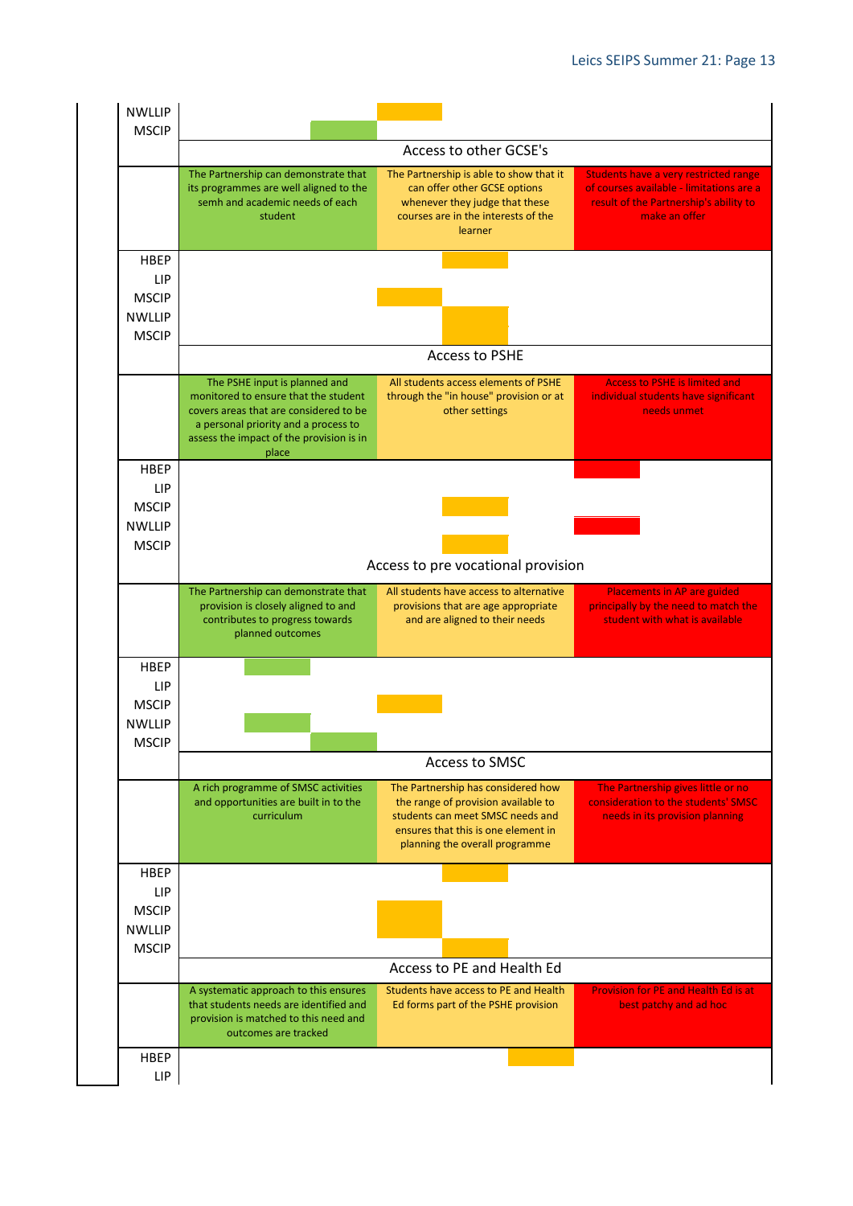| | | | |
|---|---|---|---|
| NWLLIP | | | |
| MSCIP | | | |

## Access to other GCSE's

| | Green | Amber | Red |
|---|---|---|---|
| | The Partnership can demonstrate that its programmes are well aligned to the semh and academic needs of each student | The Partnership is able to show that it can offer other GCSE options whenever they judge that these courses are in the interests of the learner | Students have a very restricted range of courses available - limitations are a result of the Partnership's ability to make an offer |
| HBEP | | | |
| LIP | | | |
| MSCIP | | | |
| NWLLIP | | | |
| MSCIP | | | |

## Access to PSHE

| | Green | Amber | Red |
|---|---|---|---|
| | The PSHE input is planned and monitored to ensure that the student covers areas that are considered to be a personal priority and a process to assess the impact of the provision is in place | All students access elements of PSHE through the "in house" provision or at other settings | Access to PSHE is limited and individual students have significant needs unmet |
| HBEP | | | |
| LIP | | | |
| MSCIP | | | |
| NWLLIP | | | |
| MSCIP | | | |

## Access to pre vocational provision

| | Green | Amber | Red |
|---|---|---|---|
| | The Partnership can demonstrate that provision is closely aligned to and contributes to progress towards planned outcomes | All students have access to alternative provisions that are age appropriate and are aligned to their needs | Placements in AP are guided principally by the need to match the student with what is available |
| HBEP | | | |
| LIP | | | |
| MSCIP | | | |
| NWLLIP | | | |
| MSCIP | | | |

## Access to SMSC

| | Green | Amber | Red |
|---|---|---|---|
| | A rich programme of SMSC activities and opportunities are built in to the curriculum | The Partnership has considered how the range of provision available to students can meet SMSC needs and ensures that this is one element in planning the overall programme | The Partnership gives little or no consideration to the students' SMSC needs in its provision planning |
| HBEP | | | |
| LIP | | | |
| MSCIP | | | |
| NWLLIP | | | |
| MSCIP | | | |

## Access to PE and Health Ed

| | Green | Amber | Red |
|---|---|---|---|
| | A systematic approach to this ensures that students needs are identified and provision is matched to this need and outcomes are tracked | Students have access to PE and Health Ed forms part of the PSHE provision | Provision for PE and Health Ed is at best patchy and ad hoc |
| HBEP | | | |
| LIP | | | |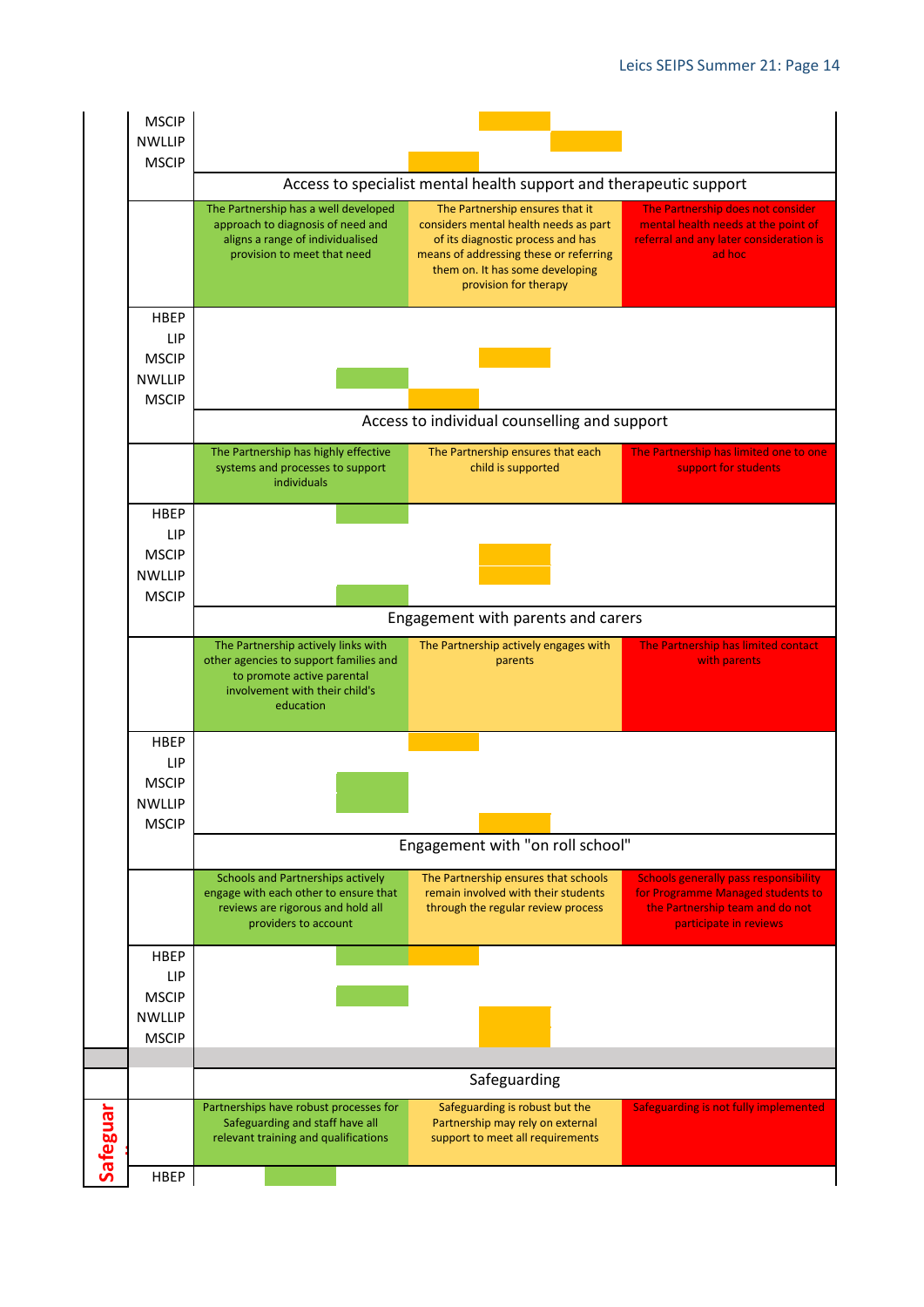| | | | | |
|---|---|---|---|---|
| MSCIP | | | | |
| NWLLIP | | | | |
| MSCIP | | | | |

**Access to specialist mental health support and therapeutic support**

| | Green | Amber | Red |
|---|---|---|---|
| | The Partnership has a well developed approach to diagnosis of need and aligns a range of individualised provision to meet that need | The Partnership ensures that it considers mental health needs as part of its diagnostic process and has means of addressing these or referring them on. It has some developing provision for therapy | The Partnership does not consider mental health needs at the point of referral and any later consideration is ad hoc |
| HBEP | | | |
| LIP | | | |
| MSCIP | | | |
| NWLLIP | | | |
| MSCIP | | | |

**Access to individual counselling and support**

| | Green | Amber | Red |
|---|---|---|---|
| | The Partnership has highly effective systems and processes to support individuals | The Partnership ensures that each child is supported | The Partnership has limited one to one support for students |
| HBEP | | | |
| LIP | | | |
| MSCIP | | | |
| NWLLIP | | | |
| MSCIP | | | |

**Engagement with parents and carers**

| | Green | Amber | Red |
|---|---|---|---|
| | The Partnership actively links with other agencies to support families and to promote active parental involvement with their child's education | The Partnership actively engages with parents | The Partnership has limited contact with parents |
| HBEP | | | |
| LIP | | | |
| MSCIP | | | |
| NWLLIP | | | |
| MSCIP | | | |

**Engagement with "on roll school"**

| | Green | Amber | Red |
|---|---|---|---|
| | Schools and Partnerships actively engage with each other to ensure that reviews are rigorous and hold all providers to account | The Partnership ensures that schools remain involved with their students through the regular review process | Schools generally pass responsibility for Programme Managed students to the Partnership team and do not participate in reviews |
| HBEP | | | |
| LIP | | | |
| MSCIP | | | |
| NWLLIP | | | |
| MSCIP | | | |

**Safeguarding**

| Safeguar... | | Green | Amber | Red |
|---|---|---|---|---|
| | | Partnerships have robust processes for Safeguarding and staff have all relevant training and qualifications | Safeguarding is robust but the Partnership may rely on external support to meet all requirements | Safeguarding is not fully implemented |
| | HBEP | | | |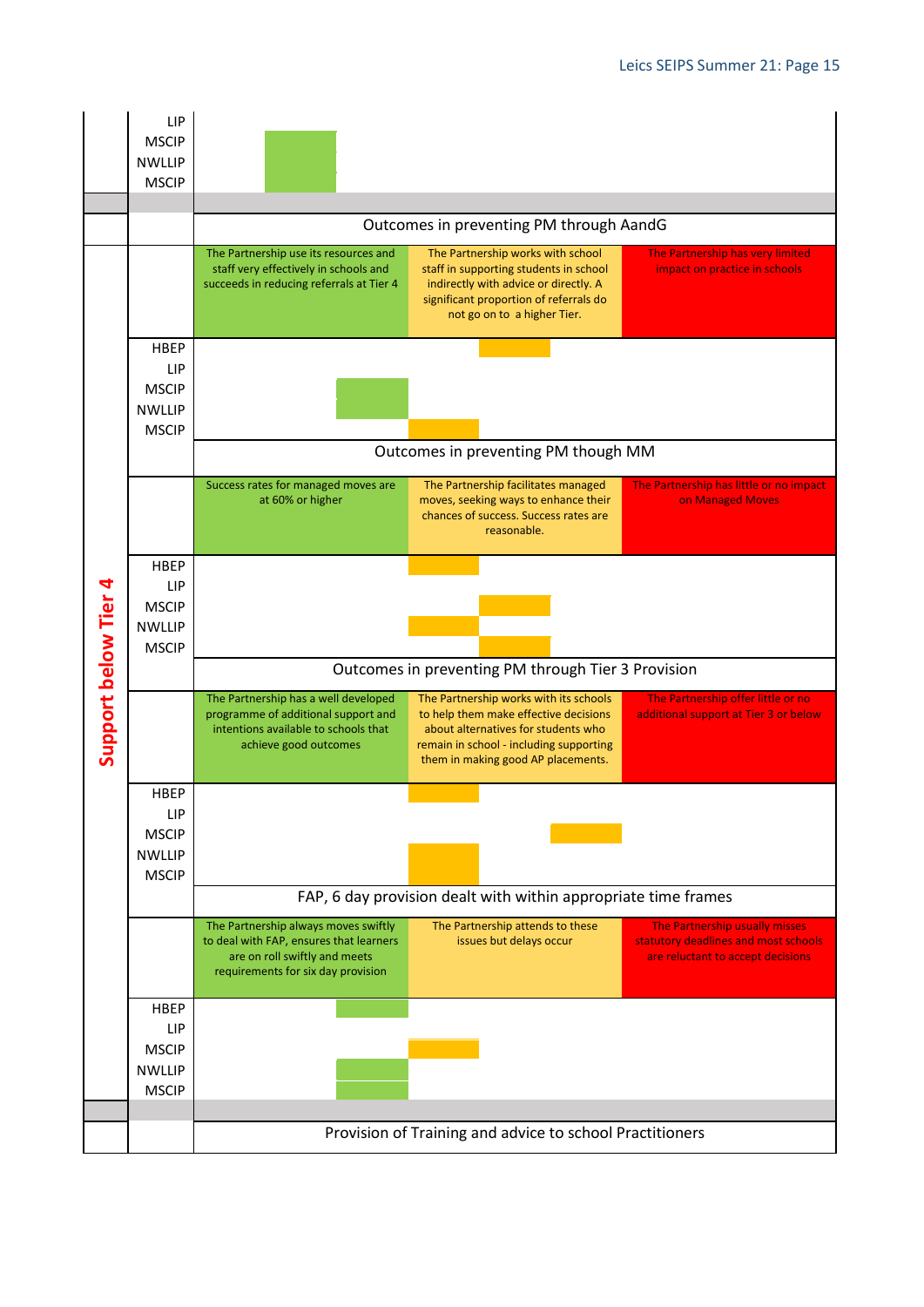| | | | | |
|---|---|---|---|---|
| | LIP | | | |
| | MSCIP | | | |
| | NWLLIP | | | |
| | MSCIP | | | |
| | | **Outcomes in preventing PM through AandG** | | |
| Support below Tier 4 | | The Partnership use its resources and staff very effectively in schools and succeeds in reducing referrals at Tier 4 | The Partnership works with school staff in supporting students in school indirectly with advice or directly. A significant proportion of referrals do not go on to a higher Tier. | The Partnership has very limited impact on practice in schools |
| | HBEP | | | |
| | LIP | | | |
| | MSCIP | | | |
| | NWLLIP | | | |
| | MSCIP | | | |
| | | **Outcomes in preventing PM though MM** | | |
| | | Success rates for managed moves are at 60% or higher | The Partnership facilitates managed moves, seeking ways to enhance their chances of success. Success rates are reasonable. | The Partnership has little or no impact on Managed Moves |
| | HBEP | | | |
| | LIP | | | |
| | MSCIP | | | |
| | NWLLIP | | | |
| | MSCIP | | | |
| | | **Outcomes in preventing PM through Tier 3 Provision** | | |
| | | The Partnership has a well developed programme of additional support and intentions available to schools that achieve good outcomes | The Partnership works with its schools to help them make effective decisions about alternatives for students who remain in school - including supporting them in making good AP placements. | The Partnership offer little or no additional support at Tier 3 or below |
| | HBEP | | | |
| | LIP | | | |
| | MSCIP | | | |
| | NWLLIP | | | |
| | MSCIP | | | |
| | | **FAP, 6 day provision dealt with within appropriate time frames** | | |
| | | The Partnership always moves swiftly to deal with FAP, ensures that learners are on roll swiftly and meets requirements for six day provision | The Partnership attends to these issues but delays occur | The Partnership usually misses statutory deadlines and most schools are reluctant to accept decisions |
| | HBEP | | | |
| | LIP | | | |
| | MSCIP | | | |
| | NWLLIP | | | |
| | MSCIP | | | |
| | | **Provision of Training and advice to school Practitioners** | | |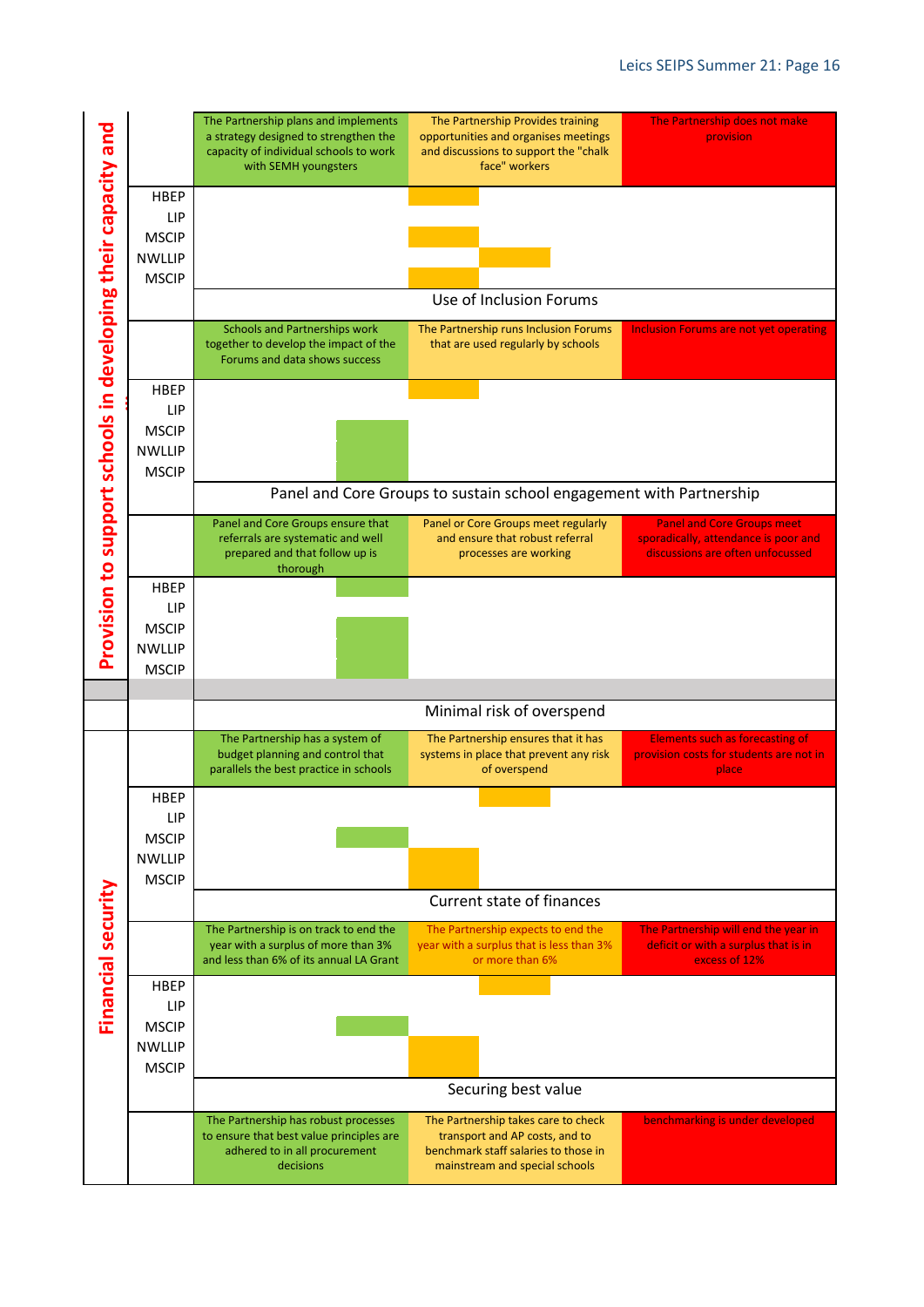**Provision to support schools in developing their capacity and ...**

| | Green | Amber | Red |
|---|---|---|---|
| | The Partnership plans and implements a strategy designed to strengthen the capacity of individual schools to work with SEMH youngsters | The Partnership Provides training opportunities and organises meetings and discussions to support the "chalk face" workers | The Partnership does not make provision |
| HBEP | | | |
| LIP | | | |
| MSCIP | | | |
| NWLLIP | | | |
| MSCIP | | | |

**Use of Inclusion Forums**

| | Green | Amber | Red |
|---|---|---|---|
| | Schools and Partnerships work together to develop the impact of the Forums and data shows success | The Partnership runs Inclusion Forums that are used regularly by schools | Inclusion Forums are not yet operating |
| HBEP | | | |
| LIP | | | |
| MSCIP | | | |
| NWLLIP | | | |
| MSCIP | | | |

**Panel and Core Groups to sustain school engagement with Partnership**

| | Green | Amber | Red |
|---|---|---|---|
| | Panel and Core Groups ensure that referrals are systematic and well prepared and that follow up is thorough | Panel or Core Groups meet regularly and ensure that robust referral processes are working | Panel and Core Groups meet sporadically, attendance is poor and discussions are often unfocussed |
| HBEP | | | |
| LIP | | | |
| MSCIP | | | |
| NWLLIP | | | |
| MSCIP | | | |

**Financial security**

**Minimal risk of overspend**

| | Green | Amber | Red |
|---|---|---|---|
| | The Partnership has a system of budget planning and control that parallels the best practice in schools | The Partnership ensures that it has systems in place that prevent any risk of overspend | Elements such as forecasting of provision costs for students are not in place |
| HBEP | | | |
| LIP | | | |
| MSCIP | | | |
| NWLLIP | | | |
| MSCIP | | | |

**Current state of finances**

| | Green | Amber | Red |
|---|---|---|---|
| | The Partnership is on track to end the year with a surplus of more than 3% and less than 6% of its annual LA Grant | The Partnership expects to end the year with a surplus that is less than 3% or more than 6% | The Partnership will end the year in deficit or with a surplus that is in excess of 12% |
| HBEP | | | |
| LIP | | | |
| MSCIP | | | |
| NWLLIP | | | |
| MSCIP | | | |

**Securing best value**

| | Green | Amber | Red |
|---|---|---|---|
| | The Partnership has robust processes to ensure that best value principles are adhered to in all procurement decisions | The Partnership takes care to check transport and AP costs, and to benchmark staff salaries to those in mainstream and special schools | benchmarking is under developed |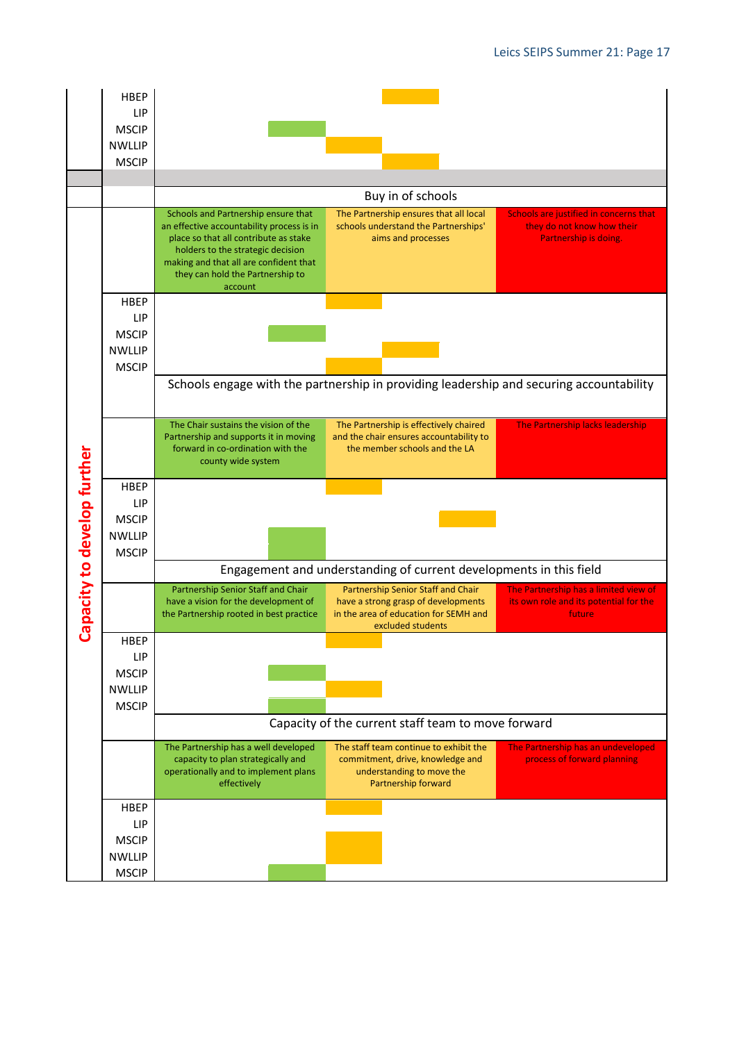| | | | | |
|---|---|---|---|---|
| | HBEP | | | |
| | LIP | | | |
| | MSCIP | | | |
| | NWLLIP | | | |
| | MSCIP | | | |
| | | Buy in of schools | | |
| Capacity to develop further | | Schools and Partnership ensure that an effective accountability process is in place so that all contribute as stake holders to the strategic decision making and that all are confident that they can hold the Partnership to account | The Partnership ensures that all local schools understand the Partnerships' aims and processes | Schools are justified in concerns that they do not know how their Partnership is doing. |
| | HBEP | | | |
| | LIP | | | |
| | MSCIP | | | |
| | NWLLIP | | | |
| | MSCIP | | | |
| | | Schools engage with the partnership in providing leadership and securing accountability | | |
| | | The Chair sustains the vision of the Partnership and supports it in moving forward in co-ordination with the county wide system | The Partnership is effectively chaired and the chair ensures accountability to the member schools and the LA | The Partnership lacks leadership |
| | HBEP | | | |
| | LIP | | | |
| | MSCIP | | | |
| | NWLLIP | | | |
| | MSCIP | | | |
| | | Engagement and understanding of current developments in this field | | |
| | | Partnership Senior Staff and Chair have a vision for the development of the Partnership rooted in best practice | Partnership Senior Staff and Chair have a strong grasp of developments in the area of education for SEMH and excluded students | The Partnership has a limited view of its own role and its potential for the future |
| | HBEP | | | |
| | LIP | | | |
| | MSCIP | | | |
| | NWLLIP | | | |
| | MSCIP | | | |
| | | Capacity of the current staff team to move forward | | |
| | | The Partnership has a well developed capacity to plan strategically and operationally and to implement plans effectively | The staff team continue to exhibit the commitment, drive, knowledge and understanding to move the Partnership forward | The Partnership has an undeveloped process of forward planning |
| | HBEP | | | |
| | LIP | | | |
| | MSCIP | | | |
| | NWLLIP | | | |
| | MSCIP | | | |